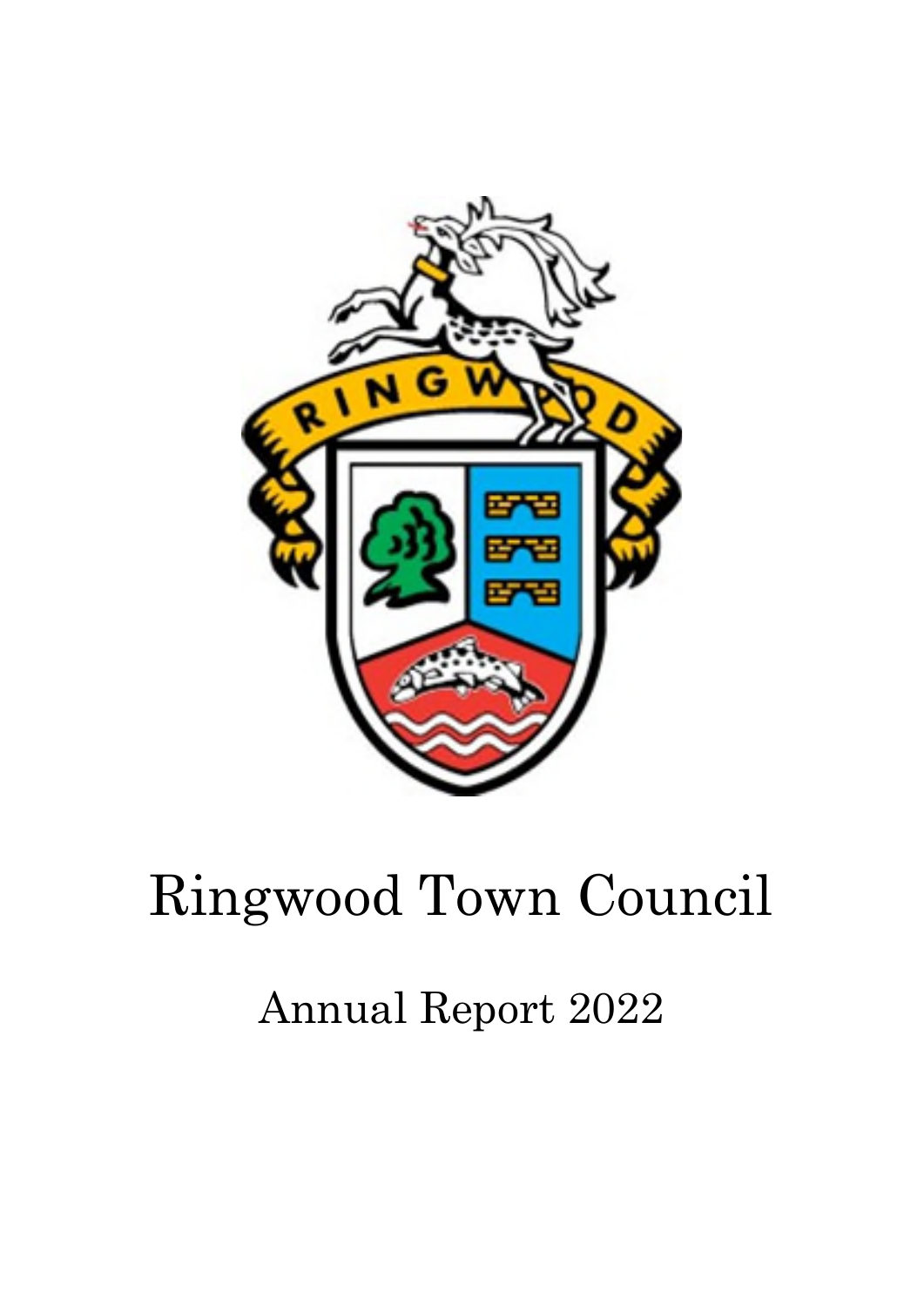# Ringwood Town Council

## Annual Report 2022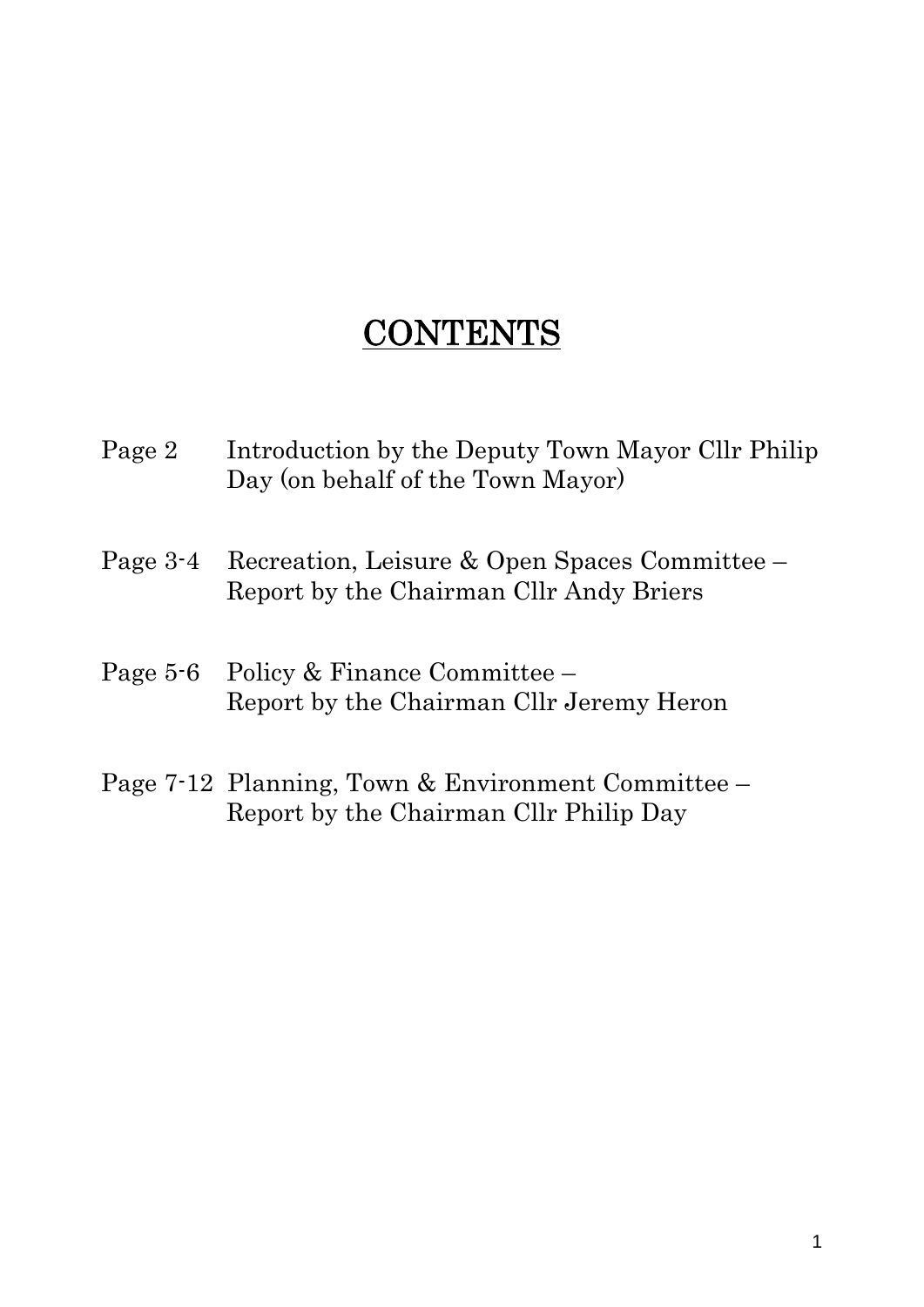# CONTENTS

| | |
|---|---|
| Page 2 | Introduction by the Deputy Town Mayor Cllr Philip Day (on behalf of the Town Mayor) |
| Page 3-4 | Recreation, Leisure & Open Spaces Committee – Report by the Chairman Cllr Andy Briers |
| Page 5-6 | Policy & Finance Committee – Report by the Chairman Cllr Jeremy Heron |
| Page 7-12 | Planning, Town & Environment Committee – Report by the Chairman Cllr Philip Day |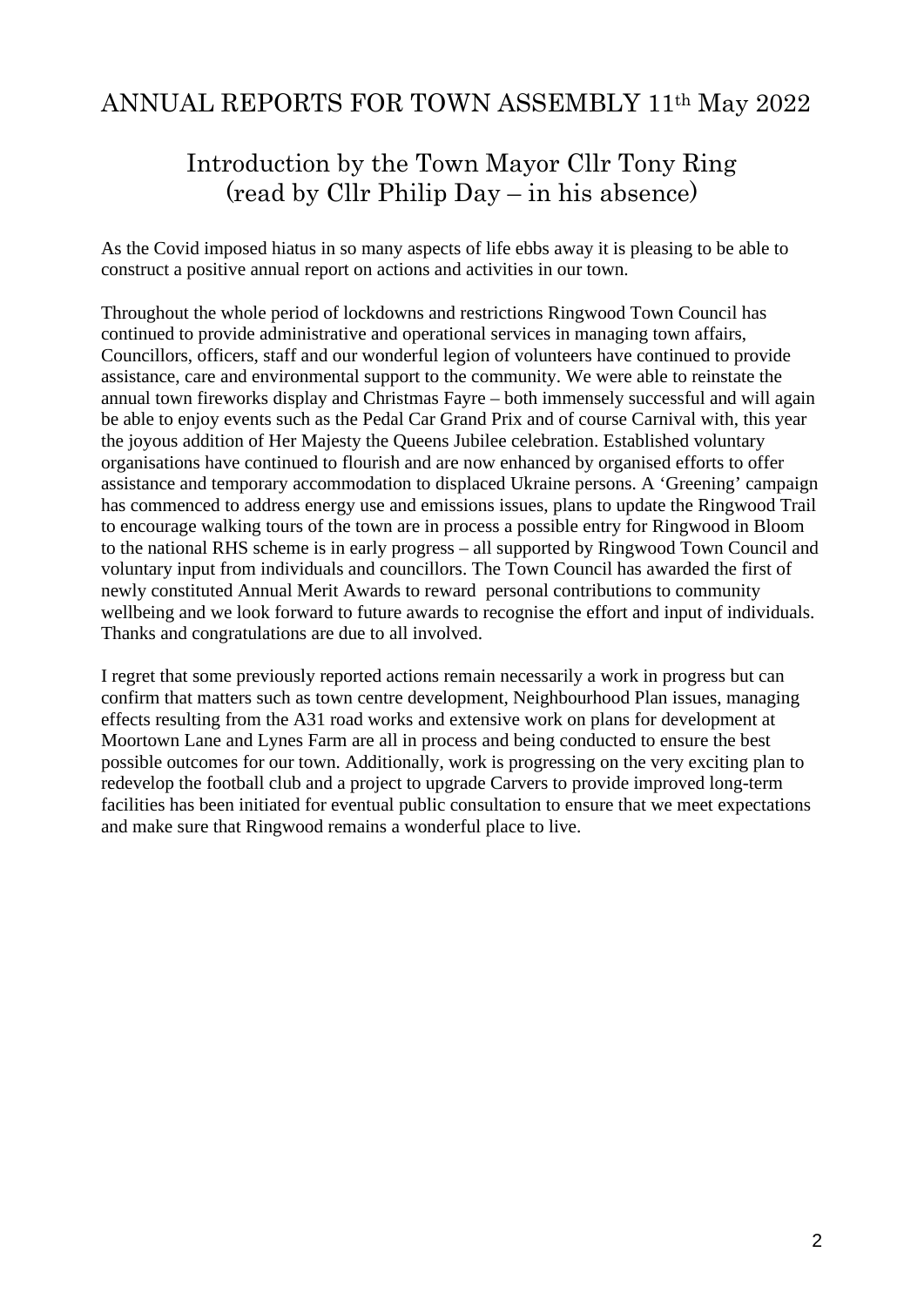# ANNUAL REPORTS FOR TOWN ASSEMBLY 11th May 2022

## Introduction by the Town Mayor Cllr Tony Ring (read by Cllr Philip Day – in his absence)

As the Covid imposed hiatus in so many aspects of life ebbs away it is pleasing to be able to construct a positive annual report on actions and activities in our town.

Throughout the whole period of lockdowns and restrictions Ringwood Town Council has continued to provide administrative and operational services in managing town affairs, Councillors, officers, staff and our wonderful legion of volunteers have continued to provide assistance, care and environmental support to the community. We were able to reinstate the annual town fireworks display and Christmas Fayre – both immensely successful and will again be able to enjoy events such as the Pedal Car Grand Prix and of course Carnival with, this year the joyous addition of Her Majesty the Queens Jubilee celebration. Established voluntary organisations have continued to flourish and are now enhanced by organised efforts to offer assistance and temporary accommodation to displaced Ukraine persons. A 'Greening' campaign has commenced to address energy use and emissions issues, plans to update the Ringwood Trail to encourage walking tours of the town are in process a possible entry for Ringwood in Bloom to the national RHS scheme is in early progress – all supported by Ringwood Town Council and voluntary input from individuals and councillors. The Town Council has awarded the first of newly constituted Annual Merit Awards to reward personal contributions to community wellbeing and we look forward to future awards to recognise the effort and input of individuals. Thanks and congratulations are due to all involved.

I regret that some previously reported actions remain necessarily a work in progress but can confirm that matters such as town centre development, Neighbourhood Plan issues, managing effects resulting from the A31 road works and extensive work on plans for development at Moortown Lane and Lynes Farm are all in process and being conducted to ensure the best possible outcomes for our town. Additionally, work is progressing on the very exciting plan to redevelop the football club and a project to upgrade Carvers to provide improved long-term facilities has been initiated for eventual public consultation to ensure that we meet expectations and make sure that Ringwood remains a wonderful place to live.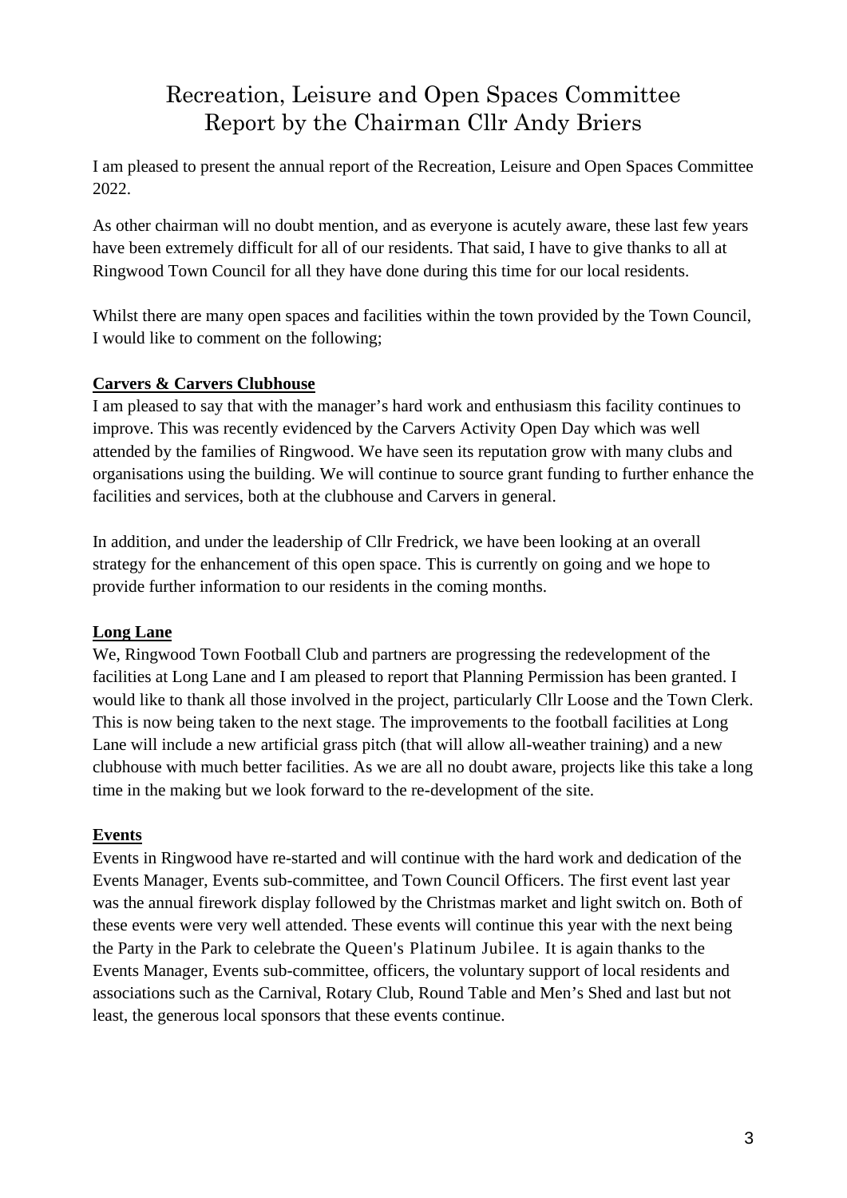# Recreation, Leisure and Open Spaces Committee
# Report by the Chairman Cllr Andy Briers

I am pleased to present the annual report of the Recreation, Leisure and Open Spaces Committee 2022.

As other chairman will no doubt mention, and as everyone is acutely aware, these last few years have been extremely difficult for all of our residents. That said, I have to give thanks to all at Ringwood Town Council for all they have done during this time for our local residents.

Whilst there are many open spaces and facilities within the town provided by the Town Council, I would like to comment on the following;

**Carvers & Carvers Clubhouse**

I am pleased to say that with the manager's hard work and enthusiasm this facility continues to improve. This was recently evidenced by the Carvers Activity Open Day which was well attended by the families of Ringwood. We have seen its reputation grow with many clubs and organisations using the building. We will continue to source grant funding to further enhance the facilities and services, both at the clubhouse and Carvers in general.

In addition, and under the leadership of Cllr Fredrick, we have been looking at an overall strategy for the enhancement of this open space. This is currently on going and we hope to provide further information to our residents in the coming months.

**Long Lane**

We, Ringwood Town Football Club and partners are progressing the redevelopment of the facilities at Long Lane and I am pleased to report that Planning Permission has been granted. I would like to thank all those involved in the project, particularly Cllr Loose and the Town Clerk. This is now being taken to the next stage. The improvements to the football facilities at Long Lane will include a new artificial grass pitch (that will allow all-weather training) and a new clubhouse with much better facilities. As we are all no doubt aware, projects like this take a long time in the making but we look forward to the re-development of the site.

**Events**

Events in Ringwood have re-started and will continue with the hard work and dedication of the Events Manager, Events sub-committee, and Town Council Officers. The first event last year was the annual firework display followed by the Christmas market and light switch on. Both of these events were very well attended. These events will continue this year with the next being the Party in the Park to celebrate the Queen's Platinum Jubilee. It is again thanks to the Events Manager, Events sub-committee, officers, the voluntary support of local residents and associations such as the Carnival, Rotary Club, Round Table and Men's Shed and last but not least, the generous local sponsors that these events continue.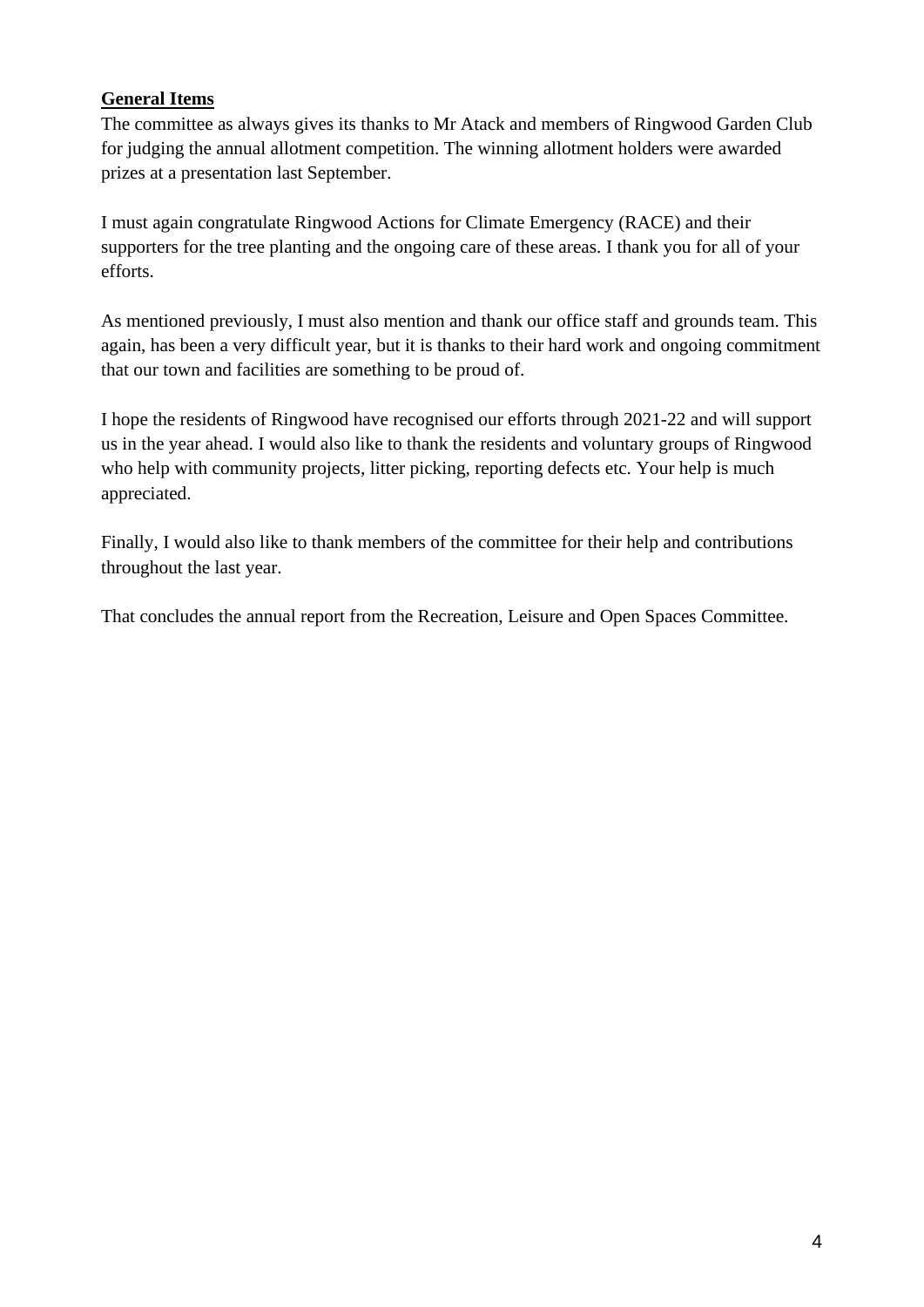**General Items**

The committee as always gives its thanks to Mr Atack and members of Ringwood Garden Club for judging the annual allotment competition. The winning allotment holders were awarded prizes at a presentation last September.

I must again congratulate Ringwood Actions for Climate Emergency (RACE) and their supporters for the tree planting and the ongoing care of these areas. I thank you for all of your efforts.

As mentioned previously, I must also mention and thank our office staff and grounds team. This again, has been a very difficult year, but it is thanks to their hard work and ongoing commitment that our town and facilities are something to be proud of.

I hope the residents of Ringwood have recognised our efforts through 2021-22 and will support us in the year ahead. I would also like to thank the residents and voluntary groups of Ringwood who help with community projects, litter picking, reporting defects etc. Your help is much appreciated.

Finally, I would also like to thank members of the committee for their help and contributions throughout the last year.

That concludes the annual report from the Recreation, Leisure and Open Spaces Committee.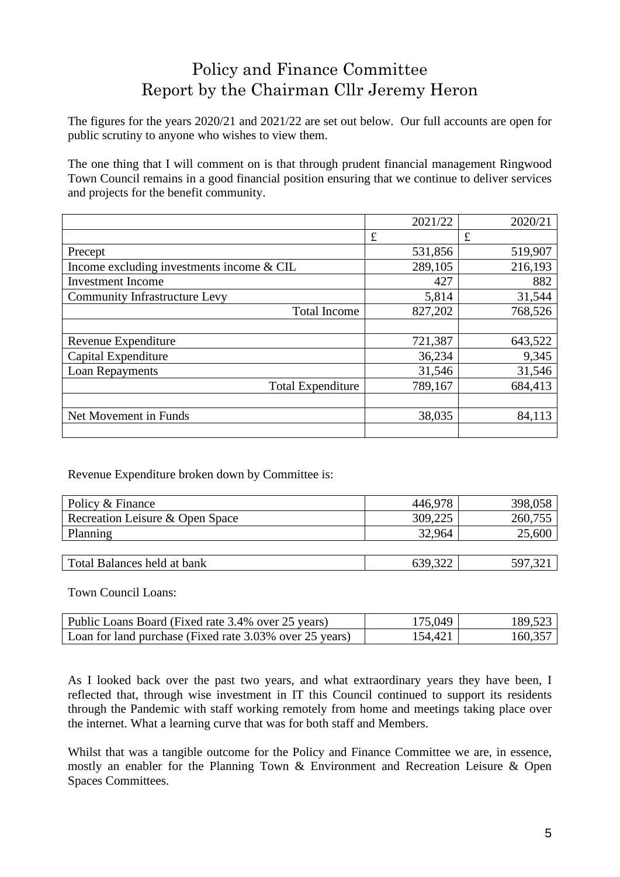# Policy and Finance Committee
# Report by the Chairman Cllr Jeremy Heron

The figures for the years 2020/21 and 2021/22 are set out below. Our full accounts are open for public scrutiny to anyone who wishes to view them.

The one thing that I will comment on is that through prudent financial management Ringwood Town Council remains in a good financial position ensuring that we continue to deliver services and projects for the benefit community.

| | 2021/22 | 2020/21 |
|---|---|---|
| | £ | £ |
| Precept | 531,856 | 519,907 |
| Income excluding investments income & CIL | 289,105 | 216,193 |
| Investment Income | 427 | 882 |
| Community Infrastructure Levy | 5,814 | 31,544 |
| Total Income | 827,202 | 768,526 |
| | | |
| Revenue Expenditure | 721,387 | 643,522 |
| Capital Expenditure | 36,234 | 9,345 |
| Loan Repayments | 31,546 | 31,546 |
| Total Expenditure | 789,167 | 684,413 |
| | | |
| Net Movement in Funds | 38,035 | 84,113 |
| | | |

Revenue Expenditure broken down by Committee is:

| | | |
|---|---|---|
| Policy & Finance | 446,978 | 398,058 |
| Recreation Leisure & Open Space | 309,225 | 260,755 |
| Planning | 32,964 | 25,600 |
| | | |
| Total Balances held at bank | 639,322 | 597,321 |

Town Council Loans:

| | | |
|---|---|---|
| Public Loans Board (Fixed rate 3.4% over 25 years) | 175,049 | 189,523 |
| Loan for land purchase (Fixed rate 3.03% over 25 years) | 154,421 | 160,357 |

As I looked back over the past two years, and what extraordinary years they have been, I reflected that, through wise investment in IT this Council continued to support its residents through the Pandemic with staff working remotely from home and meetings taking place over the internet. What a learning curve that was for both staff and Members.

Whilst that was a tangible outcome for the Policy and Finance Committee we are, in essence, mostly an enabler for the Planning Town & Environment and Recreation Leisure & Open Spaces Committees.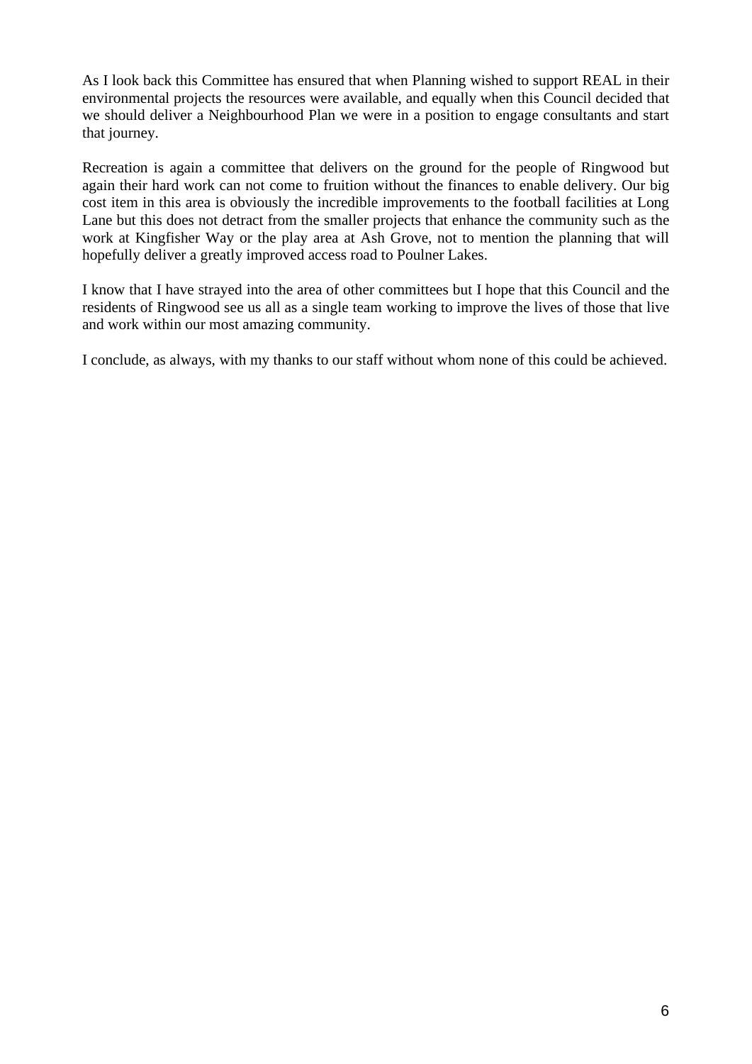As I look back this Committee has ensured that when Planning wished to support REAL in their environmental projects the resources were available, and equally when this Council decided that we should deliver a Neighbourhood Plan we were in a position to engage consultants and start that journey.

Recreation is again a committee that delivers on the ground for the people of Ringwood but again their hard work can not come to fruition without the finances to enable delivery. Our big cost item in this area is obviously the incredible improvements to the football facilities at Long Lane but this does not detract from the smaller projects that enhance the community such as the work at Kingfisher Way or the play area at Ash Grove, not to mention the planning that will hopefully deliver a greatly improved access road to Poulner Lakes.

I know that I have strayed into the area of other committees but I hope that this Council and the residents of Ringwood see us all as a single team working to improve the lives of those that live and work within our most amazing community.

I conclude, as always, with my thanks to our staff without whom none of this could be achieved.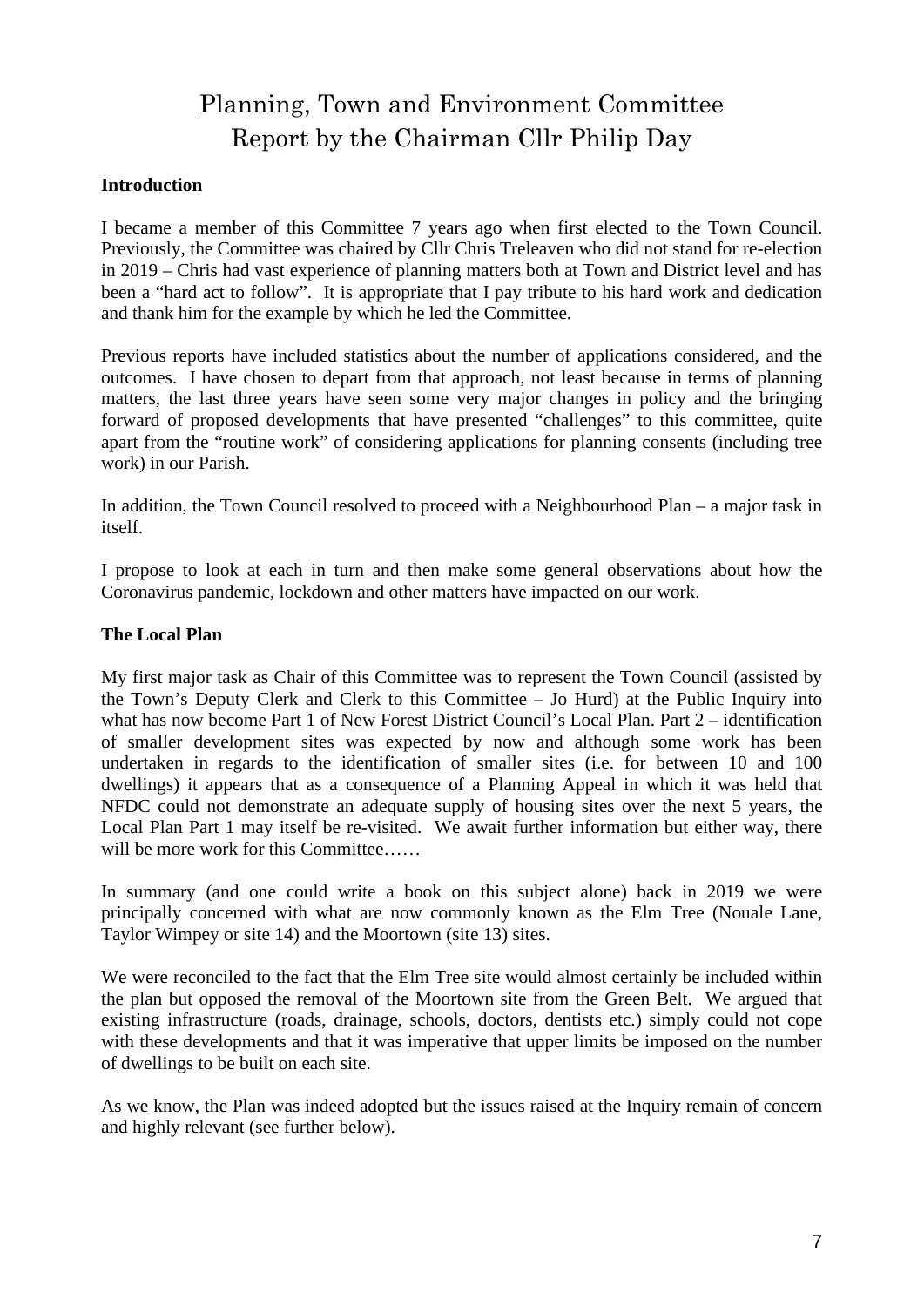# Planning, Town and Environment Committee
# Report by the Chairman Cllr Philip Day

**Introduction**

I became a member of this Committee 7 years ago when first elected to the Town Council. Previously, the Committee was chaired by Cllr Chris Treleaven who did not stand for re-election in 2019 – Chris had vast experience of planning matters both at Town and District level and has been a "hard act to follow". It is appropriate that I pay tribute to his hard work and dedication and thank him for the example by which he led the Committee.

Previous reports have included statistics about the number of applications considered, and the outcomes. I have chosen to depart from that approach, not least because in terms of planning matters, the last three years have seen some very major changes in policy and the bringing forward of proposed developments that have presented "challenges" to this committee, quite apart from the "routine work" of considering applications for planning consents (including tree work) in our Parish.

In addition, the Town Council resolved to proceed with a Neighbourhood Plan – a major task in itself.

I propose to look at each in turn and then make some general observations about how the Coronavirus pandemic, lockdown and other matters have impacted on our work.

**The Local Plan**

My first major task as Chair of this Committee was to represent the Town Council (assisted by the Town's Deputy Clerk and Clerk to this Committee – Jo Hurd) at the Public Inquiry into what has now become Part 1 of New Forest District Council's Local Plan. Part 2 – identification of smaller development sites was expected by now and although some work has been undertaken in regards to the identification of smaller sites (i.e. for between 10 and 100 dwellings) it appears that as a consequence of a Planning Appeal in which it was held that NFDC could not demonstrate an adequate supply of housing sites over the next 5 years, the Local Plan Part 1 may itself be re-visited. We await further information but either way, there will be more work for this Committee……

In summary (and one could write a book on this subject alone) back in 2019 we were principally concerned with what are now commonly known as the Elm Tree (Nouale Lane, Taylor Wimpey or site 14) and the Moortown (site 13) sites.

We were reconciled to the fact that the Elm Tree site would almost certainly be included within the plan but opposed the removal of the Moortown site from the Green Belt. We argued that existing infrastructure (roads, drainage, schools, doctors, dentists etc.) simply could not cope with these developments and that it was imperative that upper limits be imposed on the number of dwellings to be built on each site.

As we know, the Plan was indeed adopted but the issues raised at the Inquiry remain of concern and highly relevant (see further below).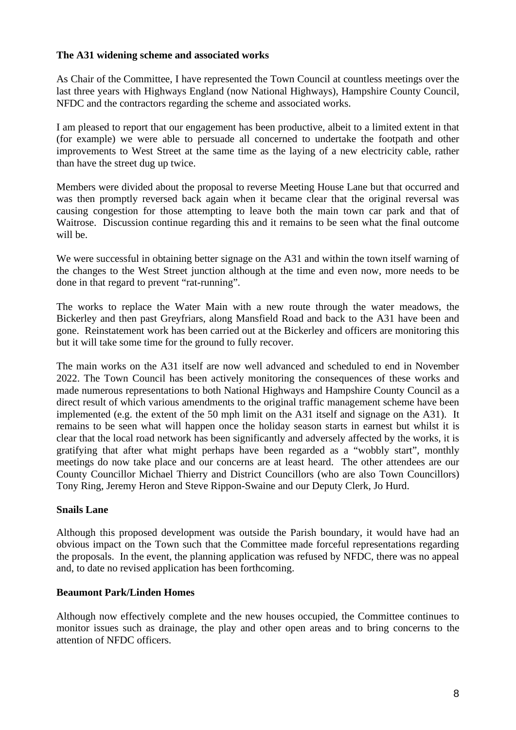**The A31 widening scheme and associated works**

As Chair of the Committee, I have represented the Town Council at countless meetings over the last three years with Highways England (now National Highways), Hampshire County Council, NFDC and the contractors regarding the scheme and associated works.

I am pleased to report that our engagement has been productive, albeit to a limited extent in that (for example) we were able to persuade all concerned to undertake the footpath and other improvements to West Street at the same time as the laying of a new electricity cable, rather than have the street dug up twice.

Members were divided about the proposal to reverse Meeting House Lane but that occurred and was then promptly reversed back again when it became clear that the original reversal was causing congestion for those attempting to leave both the main town car park and that of Waitrose. Discussion continue regarding this and it remains to be seen what the final outcome will be.

We were successful in obtaining better signage on the A31 and within the town itself warning of the changes to the West Street junction although at the time and even now, more needs to be done in that regard to prevent "rat-running".

The works to replace the Water Main with a new route through the water meadows, the Bickerley and then past Greyfriars, along Mansfield Road and back to the A31 have been and gone. Reinstatement work has been carried out at the Bickerley and officers are monitoring this but it will take some time for the ground to fully recover.

The main works on the A31 itself are now well advanced and scheduled to end in November 2022. The Town Council has been actively monitoring the consequences of these works and made numerous representations to both National Highways and Hampshire County Council as a direct result of which various amendments to the original traffic management scheme have been implemented (e.g. the extent of the 50 mph limit on the A31 itself and signage on the A31). It remains to be seen what will happen once the holiday season starts in earnest but whilst it is clear that the local road network has been significantly and adversely affected by the works, it is gratifying that after what might perhaps have been regarded as a "wobbly start", monthly meetings do now take place and our concerns are at least heard. The other attendees are our County Councillor Michael Thierry and District Councillors (who are also Town Councillors) Tony Ring, Jeremy Heron and Steve Rippon-Swaine and our Deputy Clerk, Jo Hurd.

**Snails Lane**

Although this proposed development was outside the Parish boundary, it would have had an obvious impact on the Town such that the Committee made forceful representations regarding the proposals. In the event, the planning application was refused by NFDC, there was no appeal and, to date no revised application has been forthcoming.

**Beaumont Park/Linden Homes**

Although now effectively complete and the new houses occupied, the Committee continues to monitor issues such as drainage, the play and other open areas and to bring concerns to the attention of NFDC officers.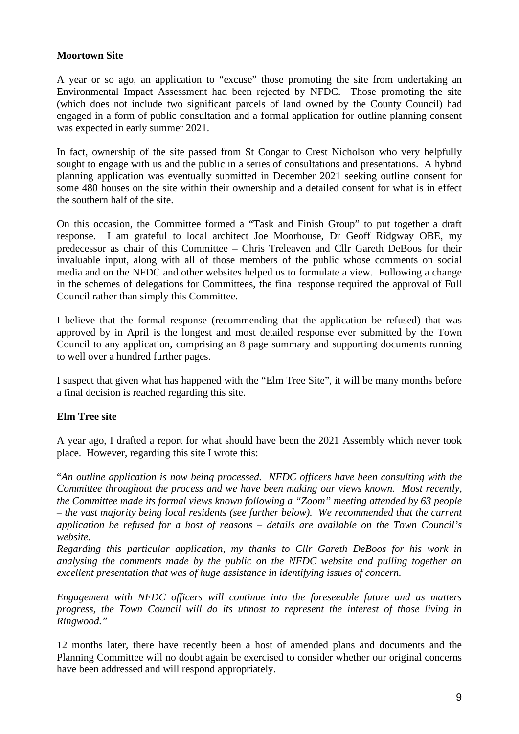**Moortown Site**

A year or so ago, an application to "excuse" those promoting the site from undertaking an Environmental Impact Assessment had been rejected by NFDC. Those promoting the site (which does not include two significant parcels of land owned by the County Council) had engaged in a form of public consultation and a formal application for outline planning consent was expected in early summer 2021.

In fact, ownership of the site passed from St Congar to Crest Nicholson who very helpfully sought to engage with us and the public in a series of consultations and presentations. A hybrid planning application was eventually submitted in December 2021 seeking outline consent for some 480 houses on the site within their ownership and a detailed consent for what is in effect the southern half of the site.

On this occasion, the Committee formed a "Task and Finish Group" to put together a draft response. I am grateful to local architect Joe Moorhouse, Dr Geoff Ridgway OBE, my predecessor as chair of this Committee – Chris Treleaven and Cllr Gareth DeBoos for their invaluable input, along with all of those members of the public whose comments on social media and on the NFDC and other websites helped us to formulate a view. Following a change in the schemes of delegations for Committees, the final response required the approval of Full Council rather than simply this Committee.

I believe that the formal response (recommending that the application be refused) that was approved by in April is the longest and most detailed response ever submitted by the Town Council to any application, comprising an 8 page summary and supporting documents running to well over a hundred further pages.

I suspect that given what has happened with the "Elm Tree Site", it will be many months before a final decision is reached regarding this site.

**Elm Tree site**

A year ago, I drafted a report for what should have been the 2021 Assembly which never took place. However, regarding this site I wrote this:

"*An outline application is now being processed. NFDC officers have been consulting with the Committee throughout the process and we have been making our views known. Most recently, the Committee made its formal views known following a "Zoom" meeting attended by 63 people – the vast majority being local residents (see further below). We recommended that the current application be refused for a host of reasons – details are available on the Town Council's website.*
*Regarding this particular application, my thanks to Cllr Gareth DeBoos for his work in analysing the comments made by the public on the NFDC website and pulling together an excellent presentation that was of huge assistance in identifying issues of concern.*

*Engagement with NFDC officers will continue into the foreseeable future and as matters progress, the Town Council will do its utmost to represent the interest of those living in Ringwood."*

12 months later, there have recently been a host of amended plans and documents and the Planning Committee will no doubt again be exercised to consider whether our original concerns have been addressed and will respond appropriately.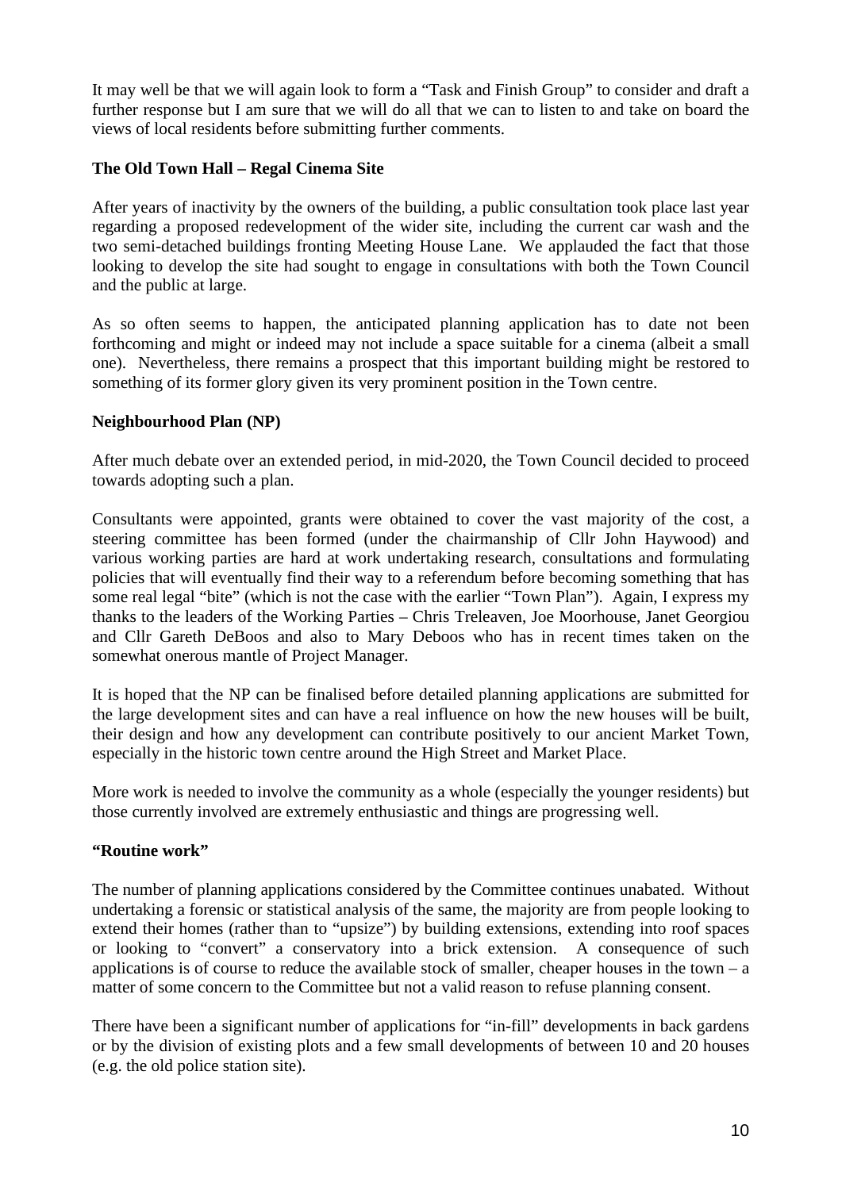It may well be that we will again look to form a "Task and Finish Group" to consider and draft a further response but I am sure that we will do all that we can to listen to and take on board the views of local residents before submitting further comments.

**The Old Town Hall – Regal Cinema Site**

After years of inactivity by the owners of the building, a public consultation took place last year regarding a proposed redevelopment of the wider site, including the current car wash and the two semi-detached buildings fronting Meeting House Lane. We applauded the fact that those looking to develop the site had sought to engage in consultations with both the Town Council and the public at large.

As so often seems to happen, the anticipated planning application has to date not been forthcoming and might or indeed may not include a space suitable for a cinema (albeit a small one). Nevertheless, there remains a prospect that this important building might be restored to something of its former glory given its very prominent position in the Town centre.

**Neighbourhood Plan (NP)**

After much debate over an extended period, in mid-2020, the Town Council decided to proceed towards adopting such a plan.

Consultants were appointed, grants were obtained to cover the vast majority of the cost, a steering committee has been formed (under the chairmanship of Cllr John Haywood) and various working parties are hard at work undertaking research, consultations and formulating policies that will eventually find their way to a referendum before becoming something that has some real legal "bite" (which is not the case with the earlier "Town Plan"). Again, I express my thanks to the leaders of the Working Parties – Chris Treleaven, Joe Moorhouse, Janet Georgiou and Cllr Gareth DeBoos and also to Mary Deboos who has in recent times taken on the somewhat onerous mantle of Project Manager.

It is hoped that the NP can be finalised before detailed planning applications are submitted for the large development sites and can have a real influence on how the new houses will be built, their design and how any development can contribute positively to our ancient Market Town, especially in the historic town centre around the High Street and Market Place.

More work is needed to involve the community as a whole (especially the younger residents) but those currently involved are extremely enthusiastic and things are progressing well.

**"Routine work"**

The number of planning applications considered by the Committee continues unabated. Without undertaking a forensic or statistical analysis of the same, the majority are from people looking to extend their homes (rather than to "upsize") by building extensions, extending into roof spaces or looking to "convert" a conservatory into a brick extension. A consequence of such applications is of course to reduce the available stock of smaller, cheaper houses in the town – a matter of some concern to the Committee but not a valid reason to refuse planning consent.

There have been a significant number of applications for "in-fill" developments in back gardens or by the division of existing plots and a few small developments of between 10 and 20 houses (e.g. the old police station site).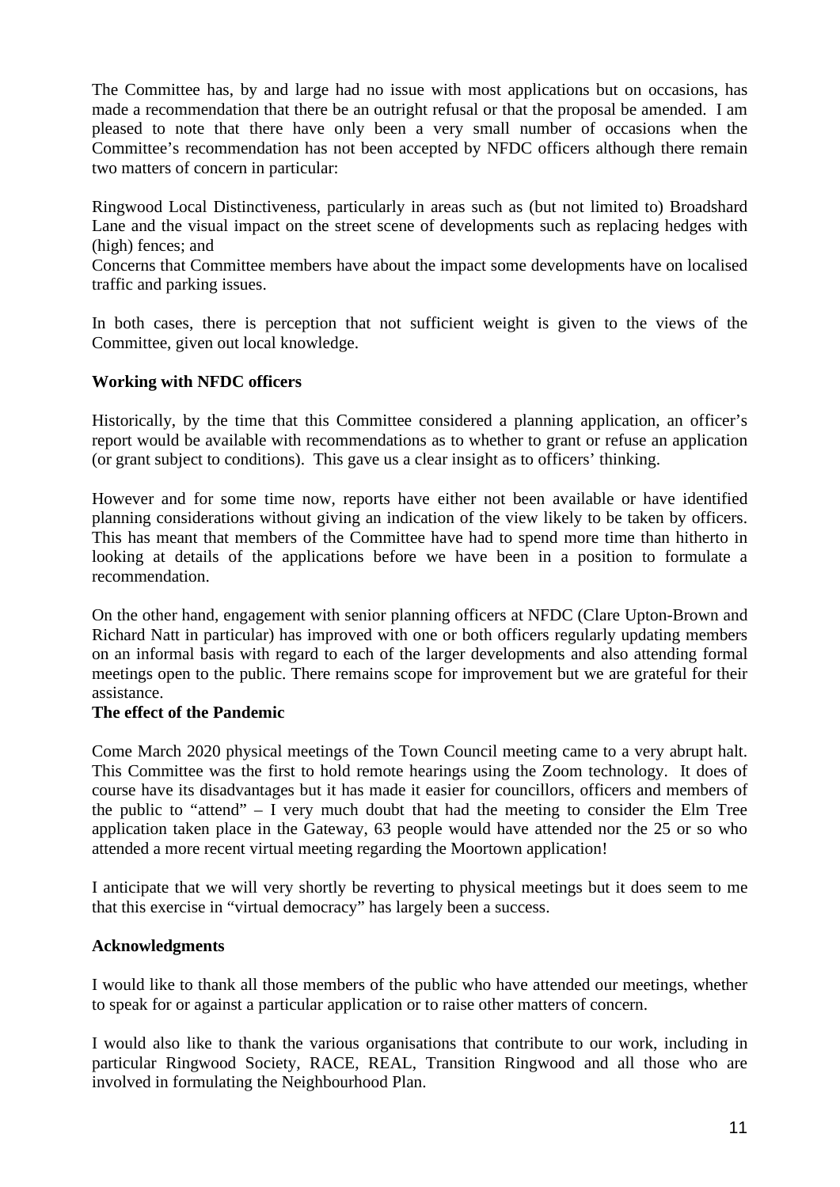The Committee has, by and large had no issue with most applications but on occasions, has made a recommendation that there be an outright refusal or that the proposal be amended. I am pleased to note that there have only been a very small number of occasions when the Committee's recommendation has not been accepted by NFDC officers although there remain two matters of concern in particular:

Ringwood Local Distinctiveness, particularly in areas such as (but not limited to) Broadshard Lane and the visual impact on the street scene of developments such as replacing hedges with (high) fences; and

Concerns that Committee members have about the impact some developments have on localised traffic and parking issues.

In both cases, there is perception that not sufficient weight is given to the views of the Committee, given out local knowledge.

**Working with NFDC officers**

Historically, by the time that this Committee considered a planning application, an officer's report would be available with recommendations as to whether to grant or refuse an application (or grant subject to conditions). This gave us a clear insight as to officers' thinking.

However and for some time now, reports have either not been available or have identified planning considerations without giving an indication of the view likely to be taken by officers. This has meant that members of the Committee have had to spend more time than hitherto in looking at details of the applications before we have been in a position to formulate a recommendation.

On the other hand, engagement with senior planning officers at NFDC (Clare Upton-Brown and Richard Natt in particular) has improved with one or both officers regularly updating members on an informal basis with regard to each of the larger developments and also attending formal meetings open to the public. There remains scope for improvement but we are grateful for their assistance.

**The effect of the Pandemic**

Come March 2020 physical meetings of the Town Council meeting came to a very abrupt halt. This Committee was the first to hold remote hearings using the Zoom technology. It does of course have its disadvantages but it has made it easier for councillors, officers and members of the public to "attend" – I very much doubt that had the meeting to consider the Elm Tree application taken place in the Gateway, 63 people would have attended nor the 25 or so who attended a more recent virtual meeting regarding the Moortown application!

I anticipate that we will very shortly be reverting to physical meetings but it does seem to me that this exercise in "virtual democracy" has largely been a success.

**Acknowledgments**

I would like to thank all those members of the public who have attended our meetings, whether to speak for or against a particular application or to raise other matters of concern.

I would also like to thank the various organisations that contribute to our work, including in particular Ringwood Society, RACE, REAL, Transition Ringwood and all those who are involved in formulating the Neighbourhood Plan.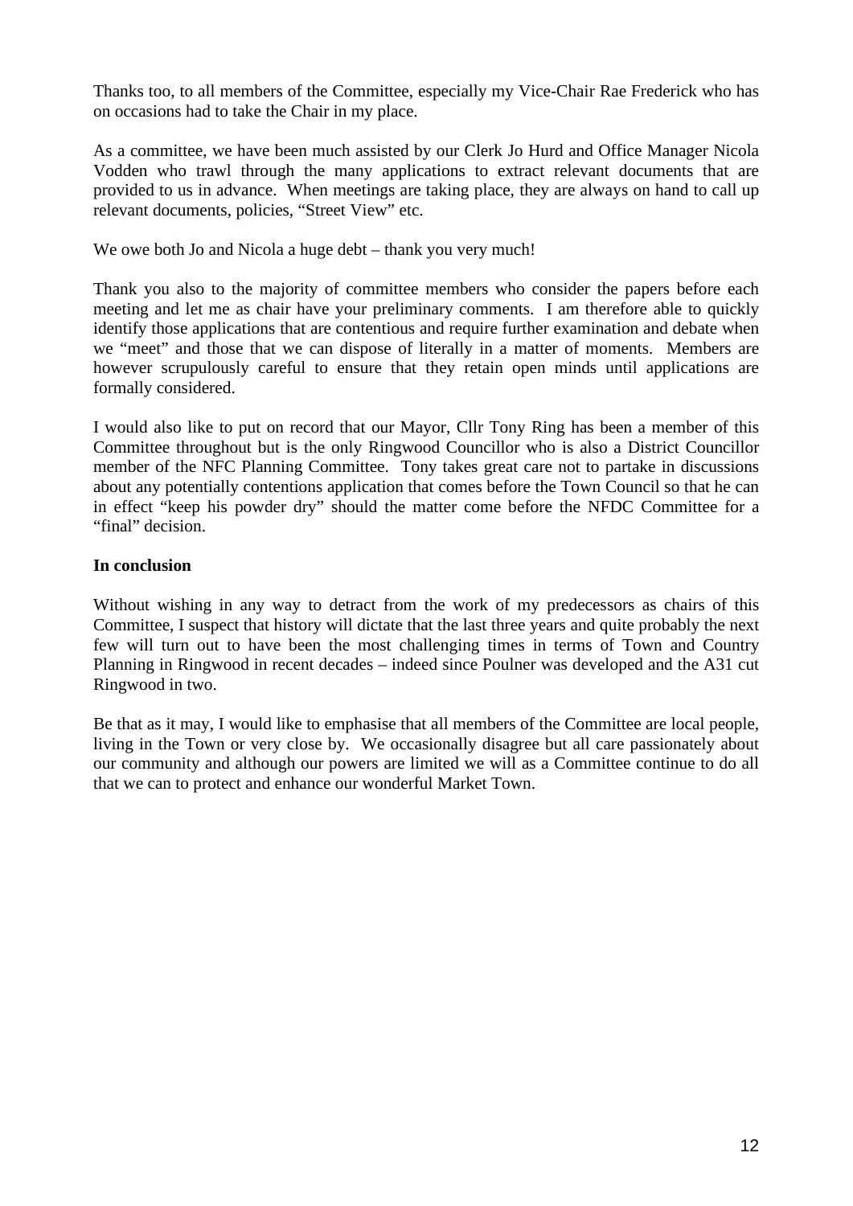Thanks too, to all members of the Committee, especially my Vice-Chair Rae Frederick who has on occasions had to take the Chair in my place.

As a committee, we have been much assisted by our Clerk Jo Hurd and Office Manager Nicola Vodden who trawl through the many applications to extract relevant documents that are provided to us in advance. When meetings are taking place, they are always on hand to call up relevant documents, policies, "Street View" etc.

We owe both Jo and Nicola a huge debt – thank you very much!

Thank you also to the majority of committee members who consider the papers before each meeting and let me as chair have your preliminary comments. I am therefore able to quickly identify those applications that are contentious and require further examination and debate when we "meet" and those that we can dispose of literally in a matter of moments. Members are however scrupulously careful to ensure that they retain open minds until applications are formally considered.

I would also like to put on record that our Mayor, Cllr Tony Ring has been a member of this Committee throughout but is the only Ringwood Councillor who is also a District Councillor member of the NFC Planning Committee. Tony takes great care not to partake in discussions about any potentially contentions application that comes before the Town Council so that he can in effect "keep his powder dry" should the matter come before the NFDC Committee for a "final" decision.

**In conclusion**

Without wishing in any way to detract from the work of my predecessors as chairs of this Committee, I suspect that history will dictate that the last three years and quite probably the next few will turn out to have been the most challenging times in terms of Town and Country Planning in Ringwood in recent decades – indeed since Poulner was developed and the A31 cut Ringwood in two.

Be that as it may, I would like to emphasise that all members of the Committee are local people, living in the Town or very close by. We occasionally disagree but all care passionately about our community and although our powers are limited we will as a Committee continue to do all that we can to protect and enhance our wonderful Market Town.